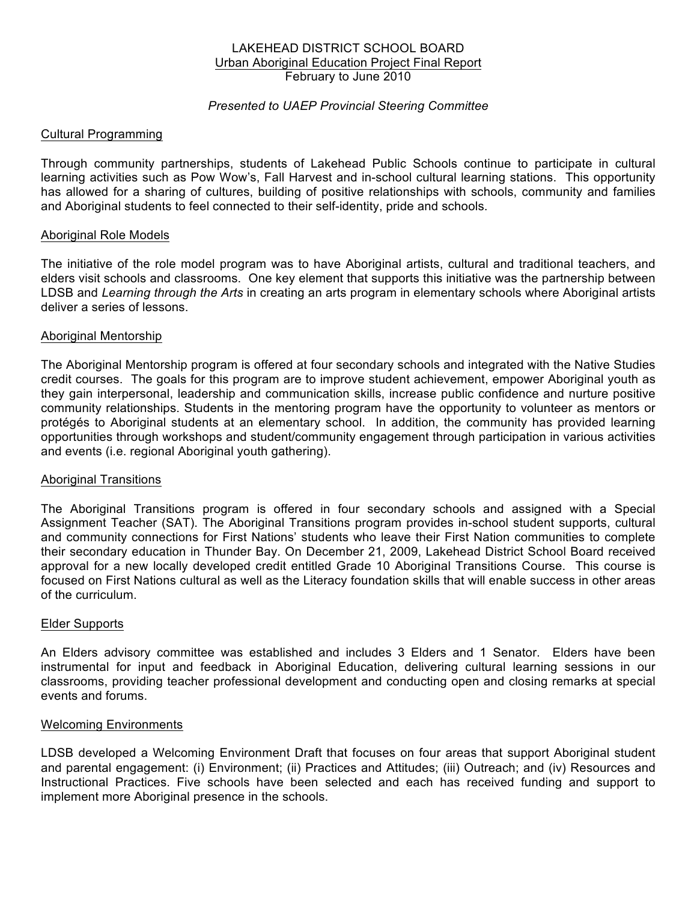# LAKEHEAD DISTRICT SCHOOL BOARD

## Urban Aboriginal Education Project Final Report

February to June 2010

*Presented to UAEP Provincial Steering Committee*

### Cultural Programming

Through community partnerships, students of Lakehead Public Schools continue to participate in cultural learning activities such as Pow Wow's, Fall Harvest and in-school cultural learning stations. This opportunity has allowed for a sharing of cultures, building of positive relationships with schools, community and families and Aboriginal students to feel connected to their self-identity, pride and schools.

### Aboriginal Role Models

The initiative of the role model program was to have Aboriginal artists, cultural and traditional teachers, and elders visit schools and classrooms. One key element that supports this initiative was the partnership between LDSB and *Learning through the Arts* in creating an arts program in elementary schools where Aboriginal artists deliver a series of lessons.

### Aboriginal Mentorship

The Aboriginal Mentorship program is offered at four secondary schools and integrated with the Native Studies credit courses. The goals for this program are to improve student achievement, empower Aboriginal youth as they gain interpersonal, leadership and communication skills, increase public confidence and nurture positive community relationships. Students in the mentoring program have the opportunity to volunteer as mentors or protégés to Aboriginal students at an elementary school. In addition, the community has provided learning opportunities through workshops and student/community engagement through participation in various activities and events (i.e. regional Aboriginal youth gathering).

### Aboriginal Transitions

The Aboriginal Transitions program is offered in four secondary schools and assigned with a Special Assignment Teacher (SAT). The Aboriginal Transitions program provides in-school student supports, cultural and community connections for First Nations' students who leave their First Nation communities to complete their secondary education in Thunder Bay. On December 21, 2009, Lakehead District School Board received approval for a new locally developed credit entitled Grade 10 Aboriginal Transitions Course. This course is focused on First Nations cultural as well as the Literacy foundation skills that will enable success in other areas of the curriculum.

### Elder Supports

An Elders advisory committee was established and includes 3 Elders and 1 Senator. Elders have been instrumental for input and feedback in Aboriginal Education, delivering cultural learning sessions in our classrooms, providing teacher professional development and conducting open and closing remarks at special events and forums.

### Welcoming Environments

LDSB developed a Welcoming Environment Draft that focuses on four areas that support Aboriginal student and parental engagement: (i) Environment; (ii) Practices and Attitudes; (iii) Outreach; and (iv) Resources and Instructional Practices. Five schools have been selected and each has received funding and support to implement more Aboriginal presence in the schools.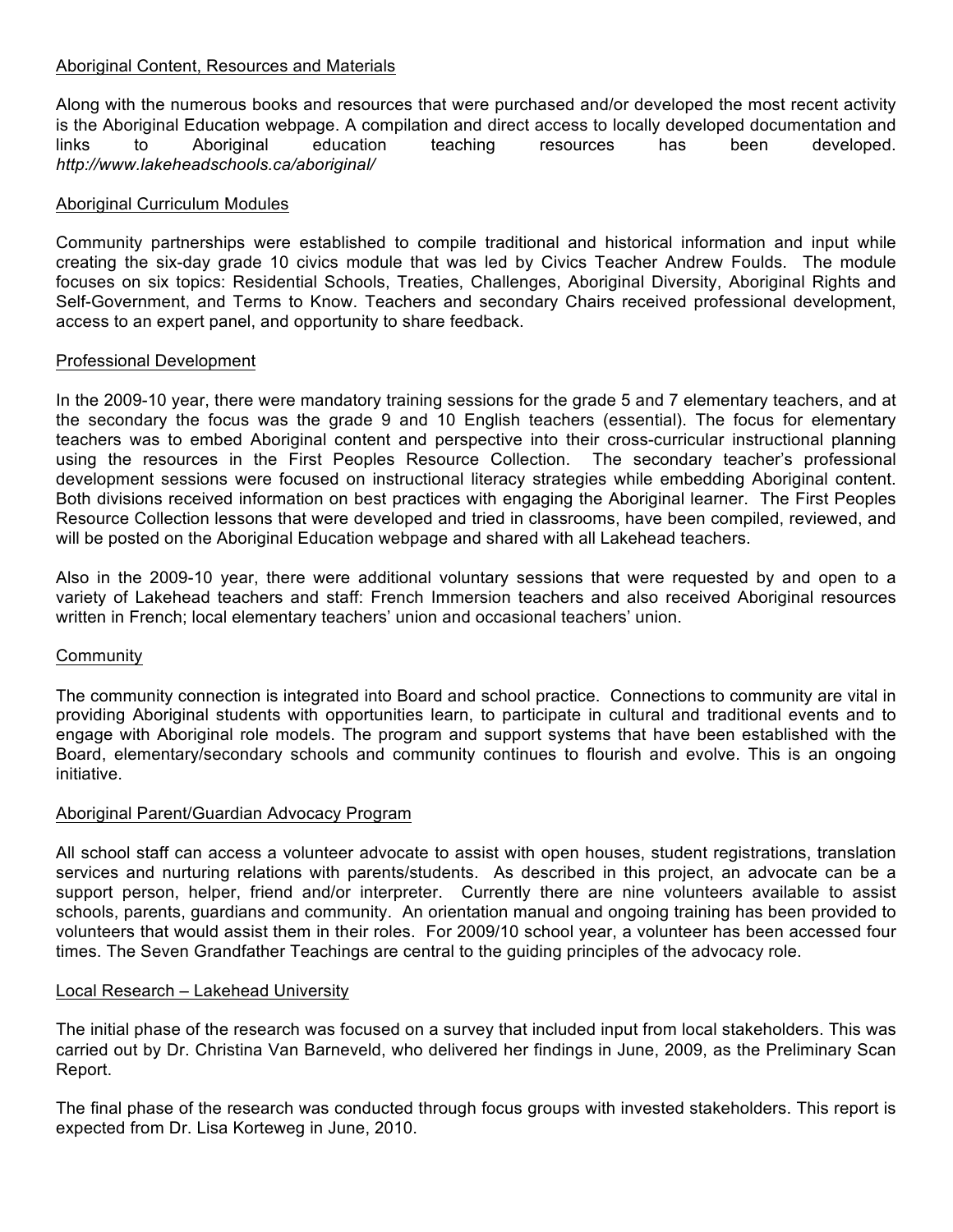Aboriginal Content, Resources and Materials

Along with the numerous books and resources that were purchased and/or developed the most recent activity is the Aboriginal Education webpage. A compilation and direct access to locally developed documentation and links to Aboriginal education teaching resources has been developed. *http://www.lakeheadschools.ca/aboriginal/*

Aboriginal Curriculum Modules

Community partnerships were established to compile traditional and historical information and input while creating the six-day grade 10 civics module that was led by Civics Teacher Andrew Foulds. The module focuses on six topics: Residential Schools, Treaties, Challenges, Aboriginal Diversity, Aboriginal Rights and Self-Government, and Terms to Know. Teachers and secondary Chairs received professional development, access to an expert panel, and opportunity to share feedback.

Professional Development

In the 2009-10 year, there were mandatory training sessions for the grade 5 and 7 elementary teachers, and at the secondary the focus was the grade 9 and 10 English teachers (essential). The focus for elementary teachers was to embed Aboriginal content and perspective into their cross-curricular instructional planning using the resources in the First Peoples Resource Collection. The secondary teacher's professional development sessions were focused on instructional literacy strategies while embedding Aboriginal content. Both divisions received information on best practices with engaging the Aboriginal learner. The First Peoples Resource Collection lessons that were developed and tried in classrooms, have been compiled, reviewed, and will be posted on the Aboriginal Education webpage and shared with all Lakehead teachers.

Also in the 2009-10 year, there were additional voluntary sessions that were requested by and open to a variety of Lakehead teachers and staff: French Immersion teachers and also received Aboriginal resources written in French; local elementary teachers' union and occasional teachers' union.

Community

The community connection is integrated into Board and school practice. Connections to community are vital in providing Aboriginal students with opportunities learn, to participate in cultural and traditional events and to engage with Aboriginal role models. The program and support systems that have been established with the Board, elementary/secondary schools and community continues to flourish and evolve. This is an ongoing initiative.

Aboriginal Parent/Guardian Advocacy Program

All school staff can access a volunteer advocate to assist with open houses, student registrations, translation services and nurturing relations with parents/students. As described in this project, an advocate can be a support person, helper, friend and/or interpreter. Currently there are nine volunteers available to assist schools, parents, guardians and community. An orientation manual and ongoing training has been provided to volunteers that would assist them in their roles. For 2009/10 school year, a volunteer has been accessed four times. The Seven Grandfather Teachings are central to the guiding principles of the advocacy role.

Local Research – Lakehead University

The initial phase of the research was focused on a survey that included input from local stakeholders. This was carried out by Dr. Christina Van Barneveld, who delivered her findings in June, 2009, as the Preliminary Scan Report.

The final phase of the research was conducted through focus groups with invested stakeholders. This report is expected from Dr. Lisa Korteweg in June, 2010.